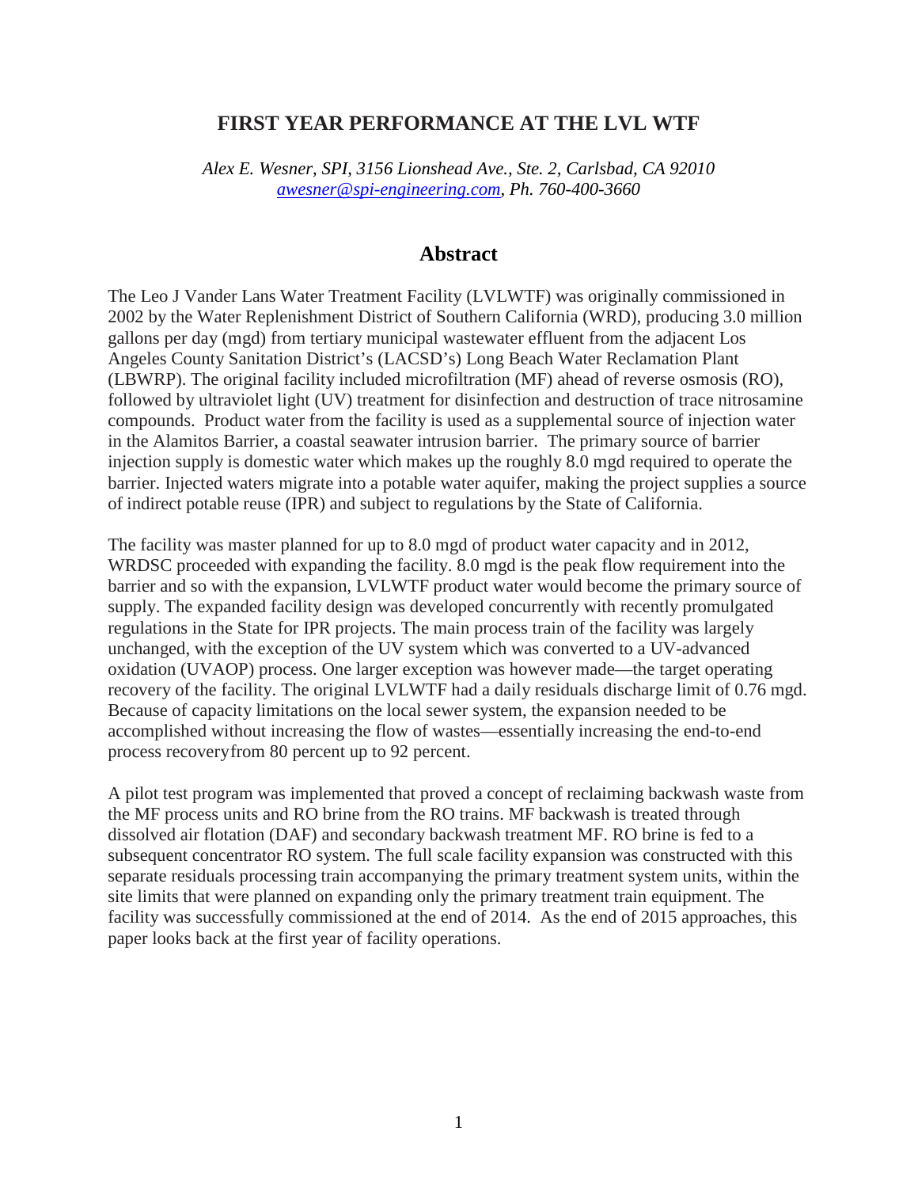# FIRST YEAR PERFORMANCE AT THE LVL WTF

*Alex E. Wesner, SPI, 3156 Lionshead Ave., Ste. 2, Carlsbad, CA 92010*
*awesner@spi-engineering.com, Ph. 760-400-3660*

## Abstract

The Leo J Vander Lans Water Treatment Facility (LVLWTF) was originally commissioned in 2002 by the Water Replenishment District of Southern California (WRD), producing 3.0 million gallons per day (mgd) from tertiary municipal wastewater effluent from the adjacent Los Angeles County Sanitation District's (LACSD's) Long Beach Water Reclamation Plant (LBWRP). The original facility included microfiltration (MF) ahead of reverse osmosis (RO), followed by ultraviolet light (UV) treatment for disinfection and destruction of trace nitrosamine compounds. Product water from the facility is used as a supplemental source of injection water in the Alamitos Barrier, a coastal seawater intrusion barrier. The primary source of barrier injection supply is domestic water which makes up the roughly 8.0 mgd required to operate the barrier. Injected waters migrate into a potable water aquifer, making the project supplies a source of indirect potable reuse (IPR) and subject to regulations by the State of California.

The facility was master planned for up to 8.0 mgd of product water capacity and in 2012, WRDSC proceeded with expanding the facility. 8.0 mgd is the peak flow requirement into the barrier and so with the expansion, LVLWTF product water would become the primary source of supply. The expanded facility design was developed concurrently with recently promulgated regulations in the State for IPR projects. The main process train of the facility was largely unchanged, with the exception of the UV system which was converted to a UV-advanced oxidation (UVAOP) process. One larger exception was however made—the target operating recovery of the facility. The original LVLWTF had a daily residuals discharge limit of 0.76 mgd. Because of capacity limitations on the local sewer system, the expansion needed to be accomplished without increasing the flow of wastes—essentially increasing the end-to-end process recoveryfrom 80 percent up to 92 percent.

A pilot test program was implemented that proved a concept of reclaiming backwash waste from the MF process units and RO brine from the RO trains. MF backwash is treated through dissolved air flotation (DAF) and secondary backwash treatment MF. RO brine is fed to a subsequent concentrator RO system. The full scale facility expansion was constructed with this separate residuals processing train accompanying the primary treatment system units, within the site limits that were planned on expanding only the primary treatment train equipment. The facility was successfully commissioned at the end of 2014. As the end of 2015 approaches, this paper looks back at the first year of facility operations.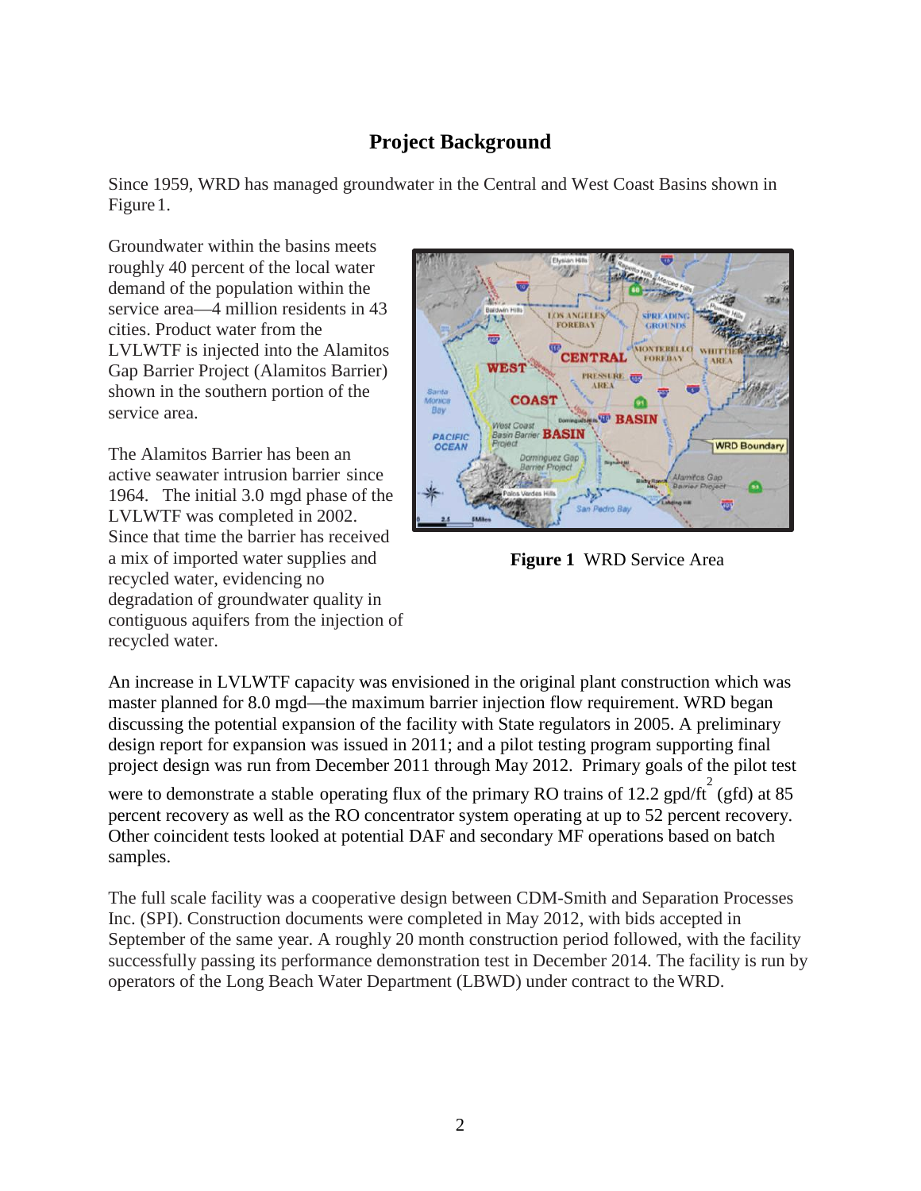## Project Background

Since 1959, WRD has managed groundwater in the Central and West Coast Basins shown in Figure 1.

Groundwater within the basins meets roughly 40 percent of the local water demand of the population within the service area—4 million residents in 43 cities. Product water from the LVLWTF is injected into the Alamitos Gap Barrier Project (Alamitos Barrier) shown in the southern portion of the service area.

The Alamitos Barrier has been an active seawater intrusion barrier since 1964. The initial 3.0 mgd phase of the LVLWTF was completed in 2002. Since that time the barrier has received a mix of imported water supplies and recycled water, evidencing no degradation of groundwater quality in contiguous aquifers from the injection of recycled water.

**Figure 1** WRD Service Area

An increase in LVLWTF capacity was envisioned in the original plant construction which was master planned for 8.0 mgd—the maximum barrier injection flow requirement. WRD began discussing the potential expansion of the facility with State regulators in 2005. A preliminary design report for expansion was issued in 2011; and a pilot testing program supporting final project design was run from December 2011 through May 2012. Primary goals of the pilot test were to demonstrate a stable operating flux of the primary RO trains of 12.2 gpd/ft$^2$ (gfd) at 85 percent recovery as well as the RO concentrator system operating at up to 52 percent recovery. Other coincident tests looked at potential DAF and secondary MF operations based on batch samples.

The full scale facility was a cooperative design between CDM-Smith and Separation Processes Inc. (SPI). Construction documents were completed in May 2012, with bids accepted in September of the same year. A roughly 20 month construction period followed, with the facility successfully passing its performance demonstration test in December 2014. The facility is run by operators of the Long Beach Water Department (LBWD) under contract to the WRD.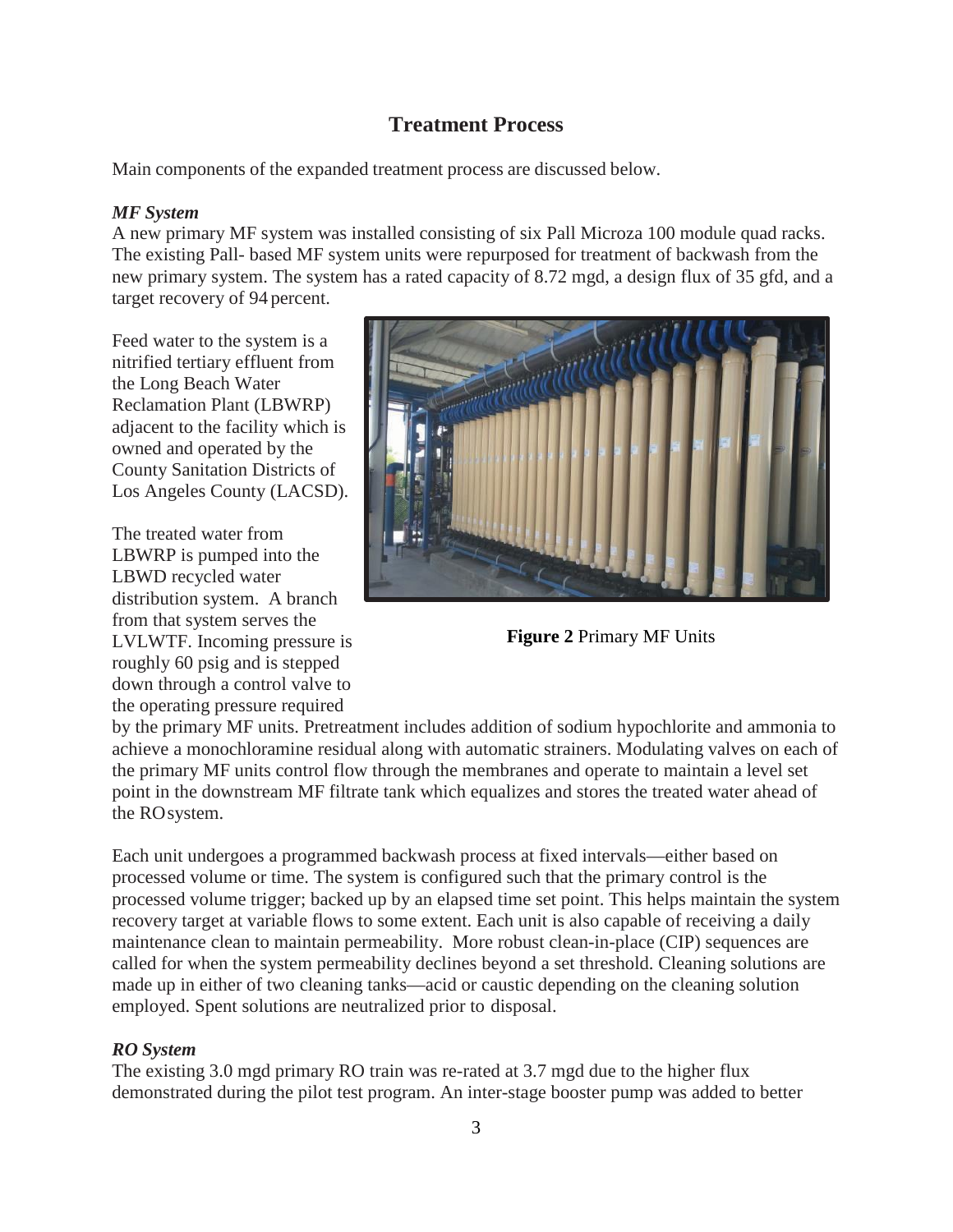## Treatment Process

Main components of the expanded treatment process are discussed below.

***MF System***

A new primary MF system was installed consisting of six Pall Microza 100 module quad racks. The existing Pall- based MF system units were repurposed for treatment of backwash from the new primary system. The system has a rated capacity of 8.72 mgd, a design flux of 35 gfd, and a target recovery of 94 percent.

Feed water to the system is a nitrified tertiary effluent from the Long Beach Water Reclamation Plant (LBWRP) adjacent to the facility which is owned and operated by the County Sanitation Districts of Los Angeles County (LACSD).

The treated water from LBWRP is pumped into the LBWD recycled water distribution system. A branch from that system serves the LVLWTF. Incoming pressure is roughly 60 psig and is stepped down through a control valve to the operating pressure required by the primary MF units. Pretreatment includes addition of sodium hypochlorite and ammonia to achieve a monochloramine residual along with automatic strainers. Modulating valves on each of the primary MF units control flow through the membranes and operate to maintain a level set point in the downstream MF filtrate tank which equalizes and stores the treated water ahead of the RO system.

**Figure 2** Primary MF Units

Each unit undergoes a programmed backwash process at fixed intervals—either based on processed volume or time. The system is configured such that the primary control is the processed volume trigger; backed up by an elapsed time set point. This helps maintain the system recovery target at variable flows to some extent. Each unit is also capable of receiving a daily maintenance clean to maintain permeability. More robust clean-in-place (CIP) sequences are called for when the system permeability declines beyond a set threshold. Cleaning solutions are made up in either of two cleaning tanks—acid or caustic depending on the cleaning solution employed. Spent solutions are neutralized prior to disposal.

***RO System***

The existing 3.0 mgd primary RO train was re-rated at 3.7 mgd due to the higher flux demonstrated during the pilot test program. An inter-stage booster pump was added to better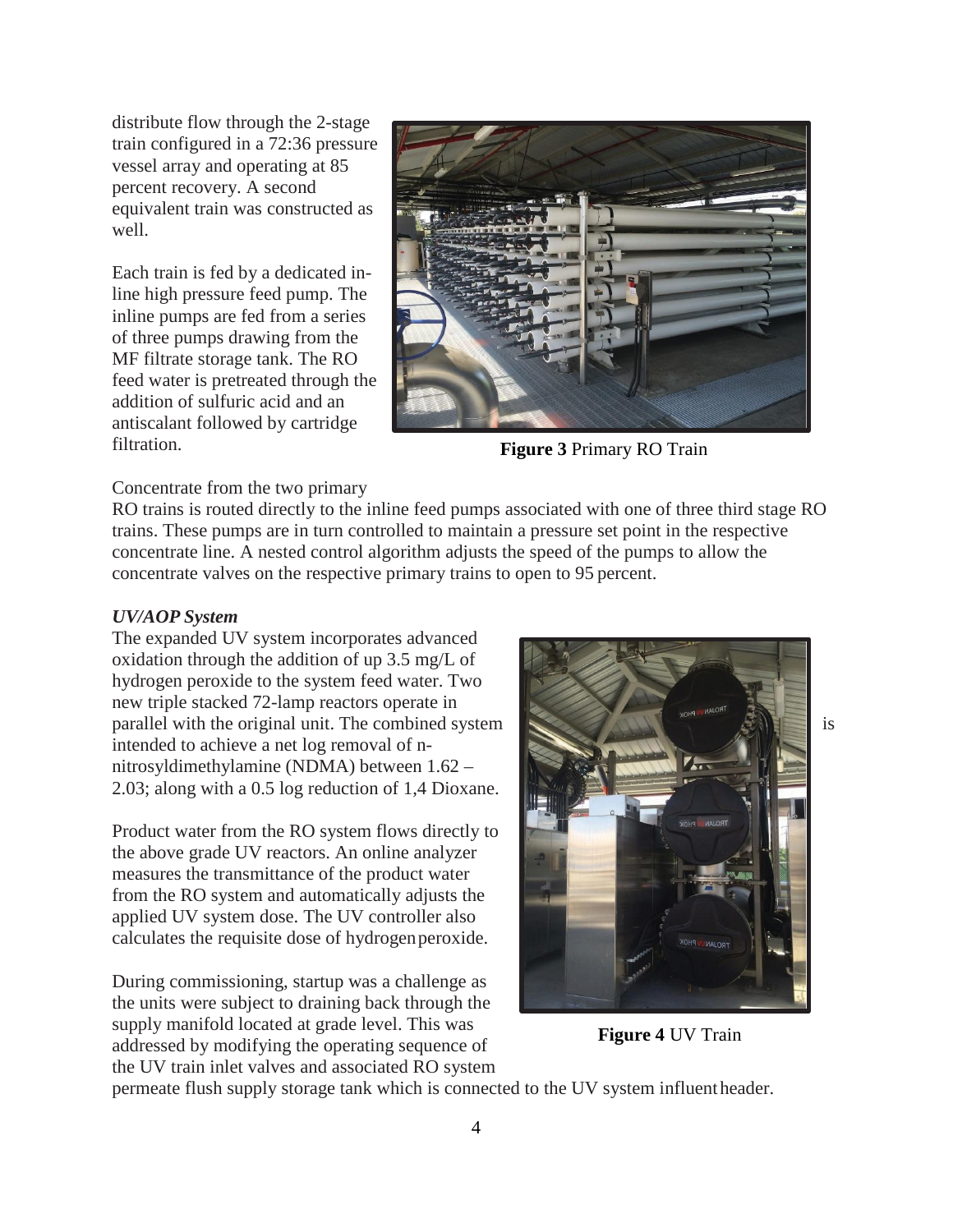distribute flow through the 2-stage train configured in a 72:36 pressure vessel array and operating at 85 percent recovery. A second equivalent train was constructed as well.

Each train is fed by a dedicated in-line high pressure feed pump. The inline pumps are fed from a series of three pumps drawing from the MF filtrate storage tank. The RO feed water is pretreated through the addition of sulfuric acid and an antiscalant followed by cartridge filtration.

**Figure 3** Primary RO Train

Concentrate from the two primary RO trains is routed directly to the inline feed pumps associated with one of three third stage RO trains. These pumps are in turn controlled to maintain a pressure set point in the respective concentrate line. A nested control algorithm adjusts the speed of the pumps to allow the concentrate valves on the respective primary trains to open to 95 percent.

***UV/AOP System***

The expanded UV system incorporates advanced oxidation through the addition of up 3.5 mg/L of hydrogen peroxide to the system feed water. Two new triple stacked 72-lamp reactors operate in parallel with the original unit. The combined system is intended to achieve a net log removal of n-nitrosyldimethylamine (NDMA) between 1.62 – 2.03; along with a 0.5 log reduction of 1,4 Dioxane.

Product water from the RO system flows directly to the above grade UV reactors. An online analyzer measures the transmittance of the product water from the RO system and automatically adjusts the applied UV system dose. The UV controller also calculates the requisite dose of hydrogen peroxide.

During commissioning, startup was a challenge as the units were subject to draining back through the supply manifold located at grade level. This was addressed by modifying the operating sequence of the UV train inlet valves and associated RO system permeate flush supply storage tank which is connected to the UV system influent header.

**Figure 4** UV Train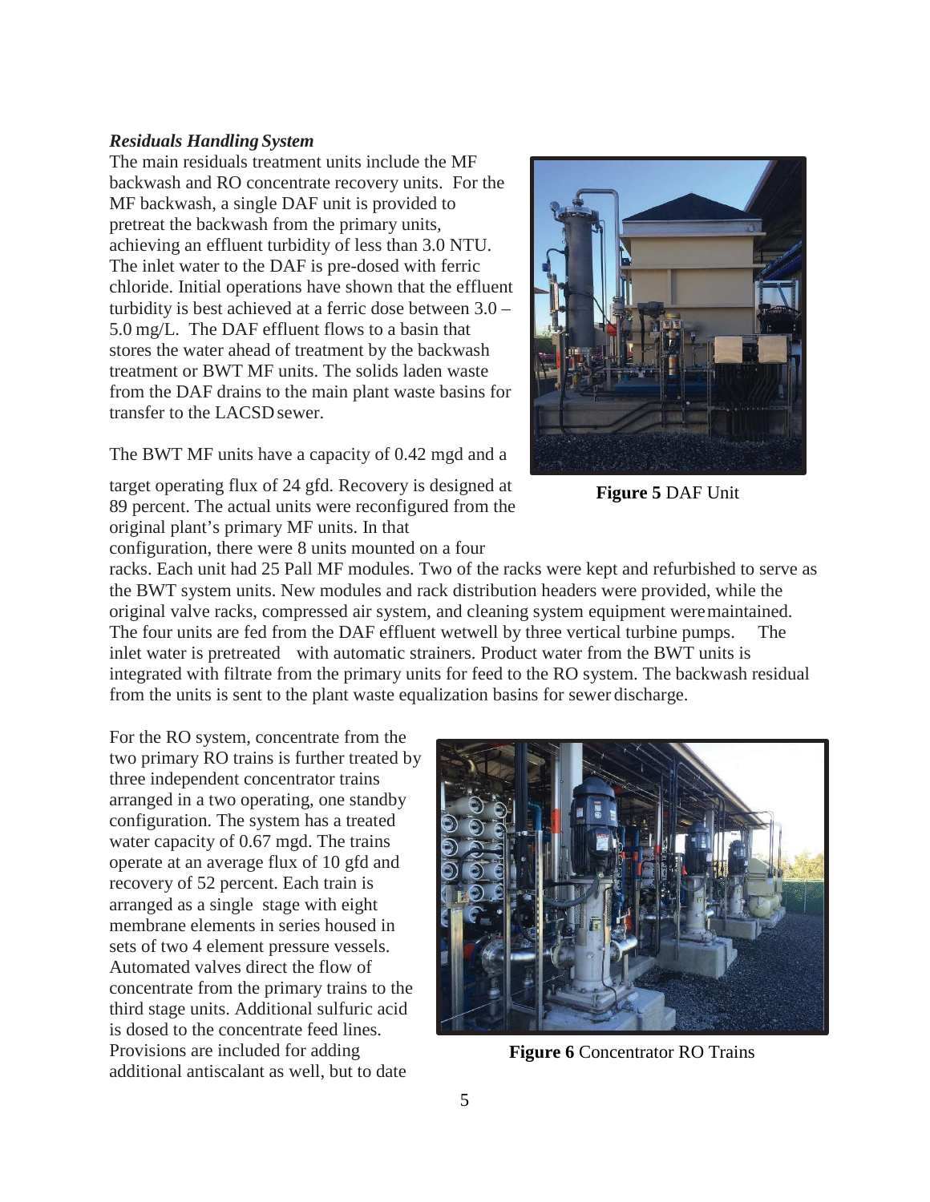***Residuals Handling System***

The main residuals treatment units include the MF backwash and RO concentrate recovery units. For the MF backwash, a single DAF unit is provided to pretreat the backwash from the primary units, achieving an effluent turbidity of less than 3.0 NTU. The inlet water to the DAF is pre-dosed with ferric chloride. Initial operations have shown that the effluent turbidity is best achieved at a ferric dose between 3.0 – 5.0 mg/L. The DAF effluent flows to a basin that stores the water ahead of treatment by the backwash treatment or BWT MF units. The solids laden waste from the DAF drains to the main plant waste basins for transfer to the LACSD sewer.

**Figure 5** DAF Unit

The BWT MF units have a capacity of 0.42 mgd and a target operating flux of 24 gfd. Recovery is designed at 89 percent. The actual units were reconfigured from the original plant's primary MF units. In that configuration, there were 8 units mounted on a four racks. Each unit had 25 Pall MF modules. Two of the racks were kept and refurbished to serve as the BWT system units. New modules and rack distribution headers were provided, while the original valve racks, compressed air system, and cleaning system equipment were maintained. The four units are fed from the DAF effluent wetwell by three vertical turbine pumps. The inlet water is pretreated with automatic strainers. Product water from the BWT units is integrated with filtrate from the primary units for feed to the RO system. The backwash residual from the units is sent to the plant waste equalization basins for sewer discharge.

For the RO system, concentrate from the two primary RO trains is further treated by three independent concentrator trains arranged in a two operating, one standby configuration. The system has a treated water capacity of 0.67 mgd. The trains operate at an average flux of 10 gfd and recovery of 52 percent. Each train is arranged as a single stage with eight membrane elements in series housed in sets of two 4 element pressure vessels. Automated valves direct the flow of concentrate from the primary trains to the third stage units. Additional sulfuric acid is dosed to the concentrate feed lines. Provisions are included for adding additional antiscalant as well, but to date

**Figure 6** Concentrator RO Trains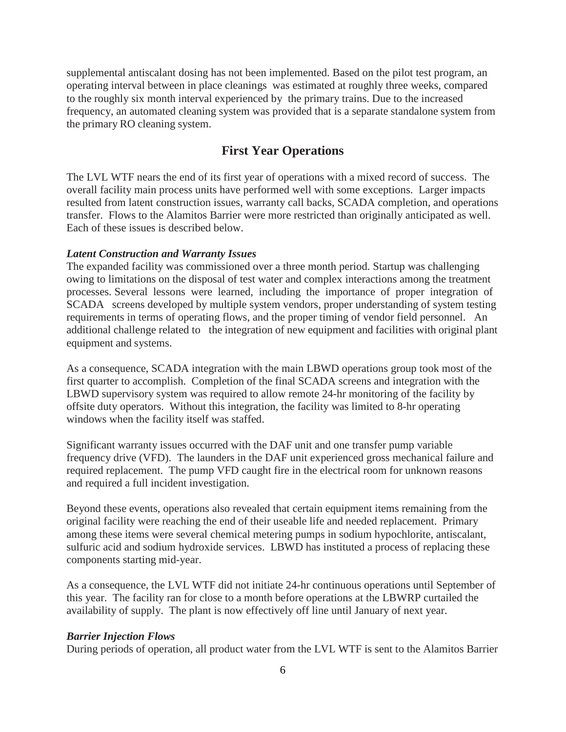supplemental antiscalant dosing has not been implemented. Based on the pilot test program, an operating interval between in place cleanings was estimated at roughly three weeks, compared to the roughly six month interval experienced by the primary trains. Due to the increased frequency, an automated cleaning system was provided that is a separate standalone system from the primary RO cleaning system.

## First Year Operations

The LVL WTF nears the end of its first year of operations with a mixed record of success. The overall facility main process units have performed well with some exceptions. Larger impacts resulted from latent construction issues, warranty call backs, SCADA completion, and operations transfer. Flows to the Alamitos Barrier were more restricted than originally anticipated as well. Each of these issues is described below.

***Latent Construction and Warranty Issues***

The expanded facility was commissioned over a three month period. Startup was challenging owing to limitations on the disposal of test water and complex interactions among the treatment processes. Several lessons were learned, including the importance of proper integration of SCADA screens developed by multiple system vendors, proper understanding of system testing requirements in terms of operating flows, and the proper timing of vendor field personnel. An additional challenge related to the integration of new equipment and facilities with original plant equipment and systems.

As a consequence, SCADA integration with the main LBWD operations group took most of the first quarter to accomplish. Completion of the final SCADA screens and integration with the LBWD supervisory system was required to allow remote 24-hr monitoring of the facility by offsite duty operators. Without this integration, the facility was limited to 8-hr operating windows when the facility itself was staffed.

Significant warranty issues occurred with the DAF unit and one transfer pump variable frequency drive (VFD). The launders in the DAF unit experienced gross mechanical failure and required replacement. The pump VFD caught fire in the electrical room for unknown reasons and required a full incident investigation.

Beyond these events, operations also revealed that certain equipment items remaining from the original facility were reaching the end of their useable life and needed replacement. Primary among these items were several chemical metering pumps in sodium hypochlorite, antiscalant, sulfuric acid and sodium hydroxide services. LBWD has instituted a process of replacing these components starting mid-year.

As a consequence, the LVL WTF did not initiate 24-hr continuous operations until September of this year. The facility ran for close to a month before operations at the LBWRP curtailed the availability of supply. The plant is now effectively off line until January of next year.

***Barrier Injection Flows***

During periods of operation, all product water from the LVL WTF is sent to the Alamitos Barrier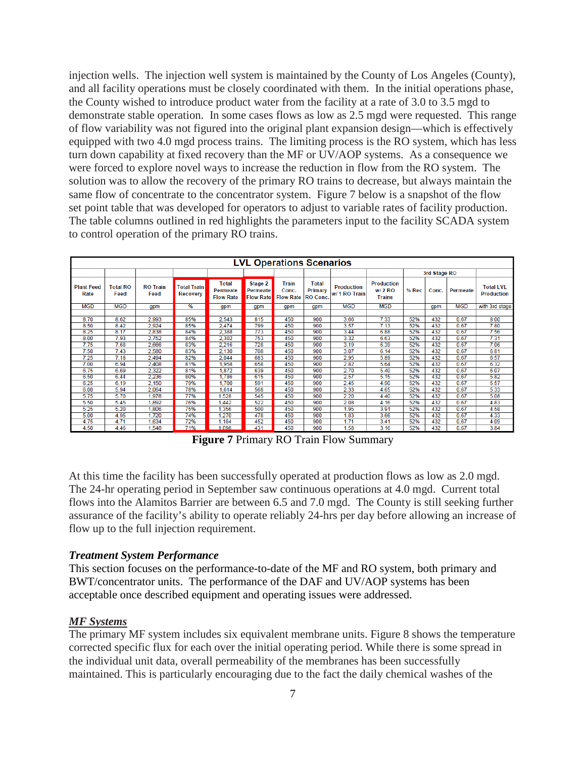injection wells. The injection well system is maintained by the County of Los Angeles (County), and all facility operations must be closely coordinated with them. In the initial operations phase, the County wished to introduce product water from the facility at a rate of 3.0 to 3.5 mgd to demonstrate stable operation. In some cases flows as low as 2.5 mgd were requested. This range of flow variability was not figured into the original plant expansion design—which is effectively equipped with two 4.0 mgd process trains. The limiting process is the RO system, which has less turn down capability at fixed recovery than the MF or UV/AOP systems. As a consequence we were forced to explore novel ways to increase the reduction in flow from the RO system. The solution was to allow the recovery of the primary RO trains to decrease, but always maintain the same flow of concentrate to the concentrator system. Figure 7 below is a snapshot of the flow set point table that was developed for operators to adjust to variable rates of facility production. The table columns outlined in red highlights the parameters input to the facility SCADA system to control operation of the primary RO trains.

| LVL Operations Scenarios | | | | | | | | | | | | | |
|---|---|---|---|---|---|---|---|---|---|---|---|---|---|
| | | | | | | | | | | 3rd Stage RO | | | |
| Plant Feed Rate | Total RO Feed | RO Train Feed | Total Train Recovery | Total Permeate Flow Rate | Stage 2 Permeate Flow Rate | Train Conc. Flow Rate | Total Primary RO Conc. | Production w/ 1 RO Train | Production w/ 2 RO Trains | % Rec | Conc. | Permeate | Total LVL Production |
| MGD | MGD | gpm | % | gpm | gpm | gpm | gpm | MGD | MGD | | gpm | MGD | with 3rd stage |
| 8.70 | 8.62 | 2,993 | 85% | 2,543 | 815 | 450 | 900 | 3.66 | 7.33 | 52% | 432 | 0.67 | 8.00 |
| 8.50 | 8.42 | 2,924 | 85% | 2,474 | 799 | 450 | 900 | 3.57 | 7.13 | 52% | 432 | 0.67 | 7.80 |
| 8.25 | 8.17 | 2,838 | 84% | 2,388 | 773 | 450 | 900 | 3.44 | 6.88 | 52% | 432 | 0.67 | 7.56 |
| 8.00 | 7.93 | 2,752 | 84% | 2,302 | 753 | 450 | 900 | 3.32 | 6.63 | 52% | 432 | 0.67 | 7.31 |
| 7.75 | 7.68 | 2,666 | 83% | 2,216 | 728 | 450 | 900 | 3.19 | 6.39 | 52% | 432 | 0.67 | 7.06 |
| 7.50 | 7.43 | 2,580 | 83% | 2,130 | 708 | 450 | 900 | 3.07 | 6.14 | 52% | 432 | 0.67 | 6.81 |
| 7.25 | 7.18 | 2,494 | 82% | 2,044 | 683 | 450 | 900 | 2.95 | 5.89 | 52% | 432 | 0.67 | 6.57 |
| 7.00 | 6.94 | 2,408 | 81% | 1,958 | 658 | 450 | 900 | 2.82 | 5.64 | 52% | 432 | 0.67 | 6.32 |
| 6.75 | 6.69 | 2,322 | 81% | 1,872 | 639 | 450 | 900 | 2.70 | 5.40 | 52% | 432 | 0.67 | 6.07 |
| 6.50 | 6.44 | 2,236 | 80% | 1,786 | 615 | 450 | 900 | 2.57 | 5.15 | 52% | 432 | 0.67 | 5.82 |
| 6.25 | 6.19 | 2,150 | 79% | 1,700 | 591 | 450 | 900 | 2.45 | 4.90 | 52% | 432 | 0.67 | 5.57 |
| 6.00 | 5.94 | 2,064 | 78% | 1,614 | 566 | 450 | 900 | 2.33 | 4.65 | 52% | 432 | 0.67 | 5.33 |
| 5.75 | 5.70 | 1,978 | 77% | 1,528 | 545 | 450 | 900 | 2.20 | 4.40 | 52% | 432 | 0.67 | 5.08 |
| 5.50 | 5.45 | 1,892 | 76% | 1,442 | 522 | 450 | 900 | 2.08 | 4.16 | 52% | 432 | 0.67 | 4.83 |
| 5.25 | 5.20 | 1,806 | 75% | 1,356 | 500 | 450 | 900 | 1.95 | 3.91 | 52% | 432 | 0.67 | 4.58 |
| 5.00 | 4.95 | 1,720 | 74% | 1,270 | 478 | 450 | 900 | 1.83 | 3.66 | 52% | 432 | 0.67 | 4.33 |
| 4.75 | 4.71 | 1,634 | 72% | 1,184 | 452 | 450 | 900 | 1.71 | 3.41 | 52% | 432 | 0.67 | 4.09 |
| 4.50 | 4.46 | 1,548 | 71% | 1,098 | 431 | 450 | 900 | 1.58 | 3.16 | 52% | 432 | 0.67 | 3.84 |

**Figure 7** Primary RO Train Flow Summary

At this time the facility has been successfully operated at production flows as low as 2.0 mgd. The 24-hr operating period in September saw continuous operations at 4.0 mgd. Current total flows into the Alamitos Barrier are between 6.5 and 7.0 mgd. The County is still seeking further assurance of the facility's ability to operate reliably 24-hrs per day before allowing an increase of flow up to the full injection requirement.

### *Treatment System Performance*

This section focuses on the performance-to-date of the MF and RO system, both primary and BWT/concentrator units. The performance of the DAF and UV/AOP systems has been acceptable once described equipment and operating issues were addressed.

#### ***MF Systems***

The primary MF system includes six equivalent membrane units. Figure 8 shows the temperature corrected specific flux for each over the initial operating period. While there is some spread in the individual unit data, overall permeability of the membranes has been successfully maintained. This is particularly encouraging due to the fact the daily chemical washes of the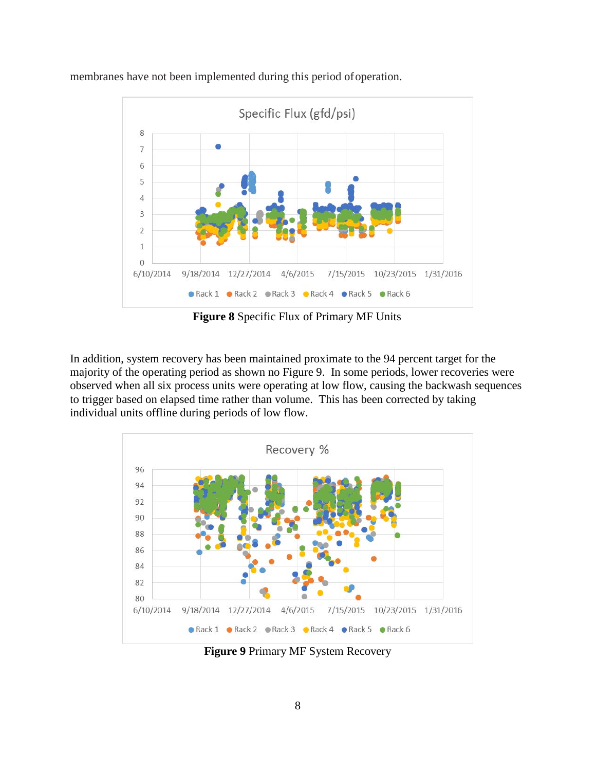membranes have not been implemented during this period of operation.

**Figure 8** Specific Flux of Primary MF Units

In addition, system recovery has been maintained proximate to the 94 percent target for the majority of the operating period as shown no Figure 9. In some periods, lower recoveries were observed when all six process units were operating at low flow, causing the backwash sequences to trigger based on elapsed time rather than volume. This has been corrected by taking individual units offline during periods of low flow.

**Figure 9** Primary MF System Recovery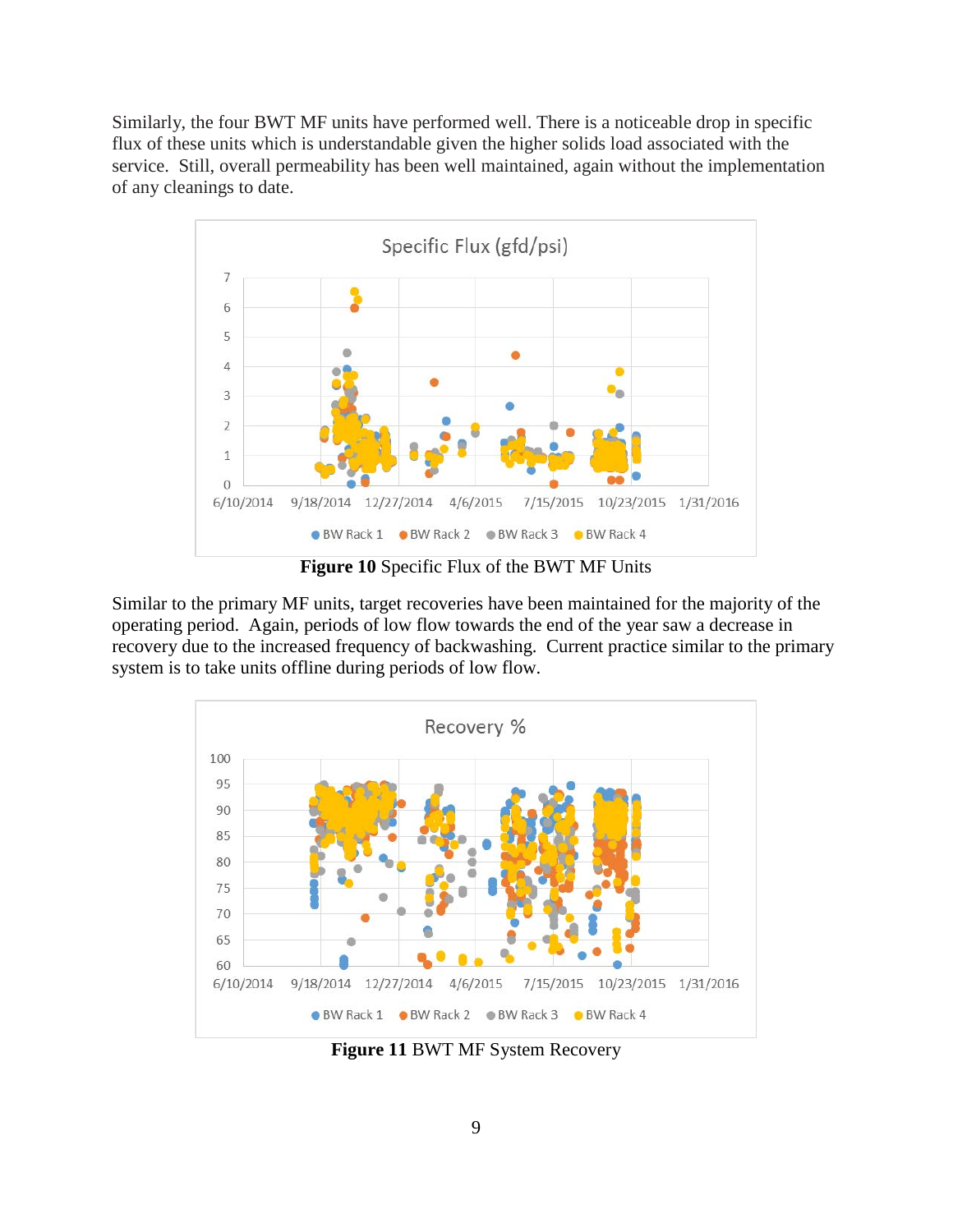Similarly, the four BWT MF units have performed well. There is a noticeable drop in specific flux of these units which is understandable given the higher solids load associated with the service. Still, overall permeability has been well maintained, again without the implementation of any cleanings to date.

**Figure 10** Specific Flux of the BWT MF Units

Similar to the primary MF units, target recoveries have been maintained for the majority of the operating period. Again, periods of low flow towards the end of the year saw a decrease in recovery due to the increased frequency of backwashing. Current practice similar to the primary system is to take units offline during periods of low flow.

**Figure 11** BWT MF System Recovery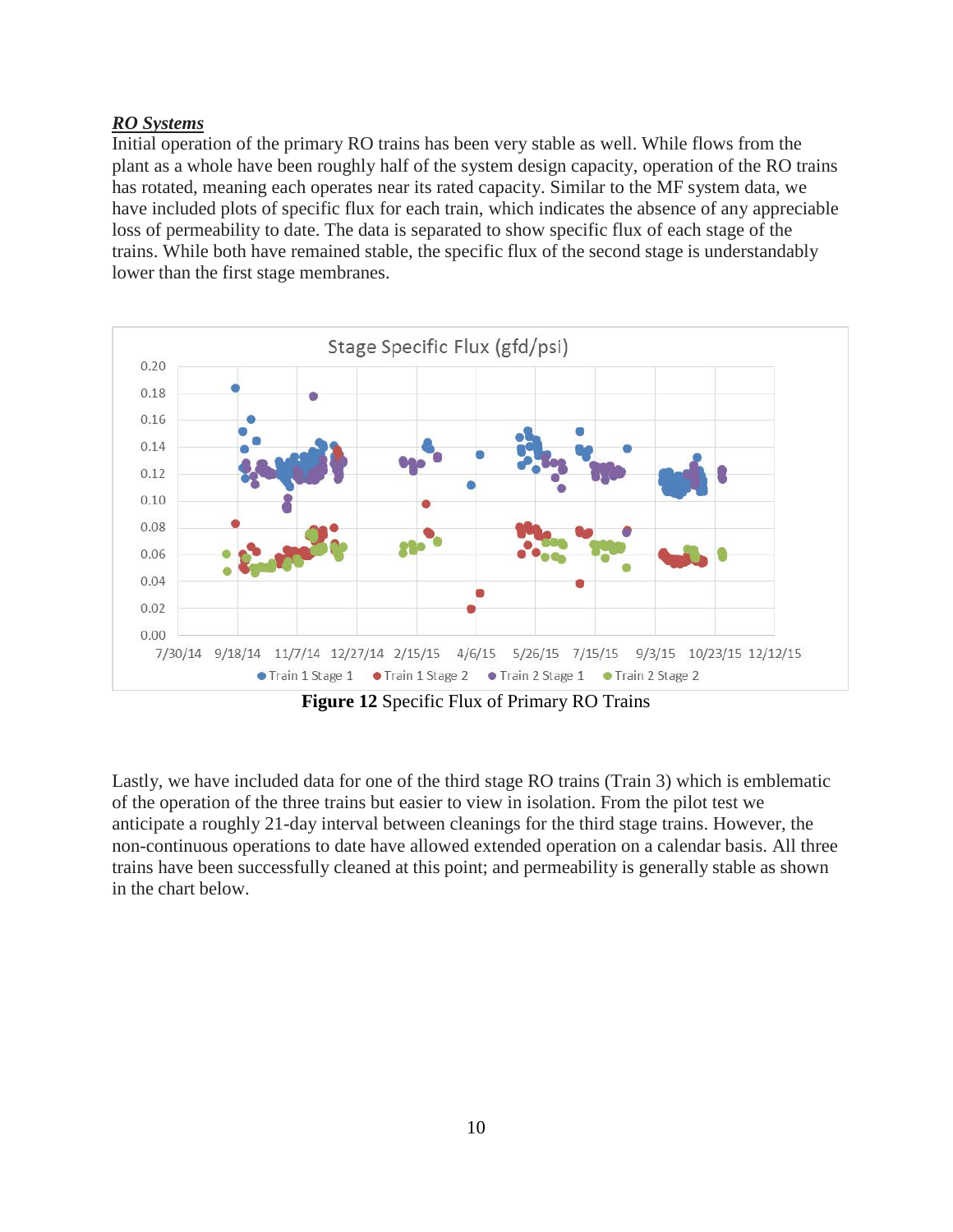***RO Systems***

Initial operation of the primary RO trains has been very stable as well. While flows from the plant as a whole have been roughly half of the system design capacity, operation of the RO trains has rotated, meaning each operates near its rated capacity. Similar to the MF system data, we have included plots of specific flux for each train, which indicates the absence of any appreciable loss of permeability to date. The data is separated to show specific flux of each stage of the trains. While both have remained stable, the specific flux of the second stage is understandably lower than the first stage membranes.

**Figure 12** Specific Flux of Primary RO Trains

Lastly, we have included data for one of the third stage RO trains (Train 3) which is emblematic of the operation of the three trains but easier to view in isolation. From the pilot test we anticipate a roughly 21-day interval between cleanings for the third stage trains. However, the non-continuous operations to date have allowed extended operation on a calendar basis. All three trains have been successfully cleaned at this point; and permeability is generally stable as shown in the chart below.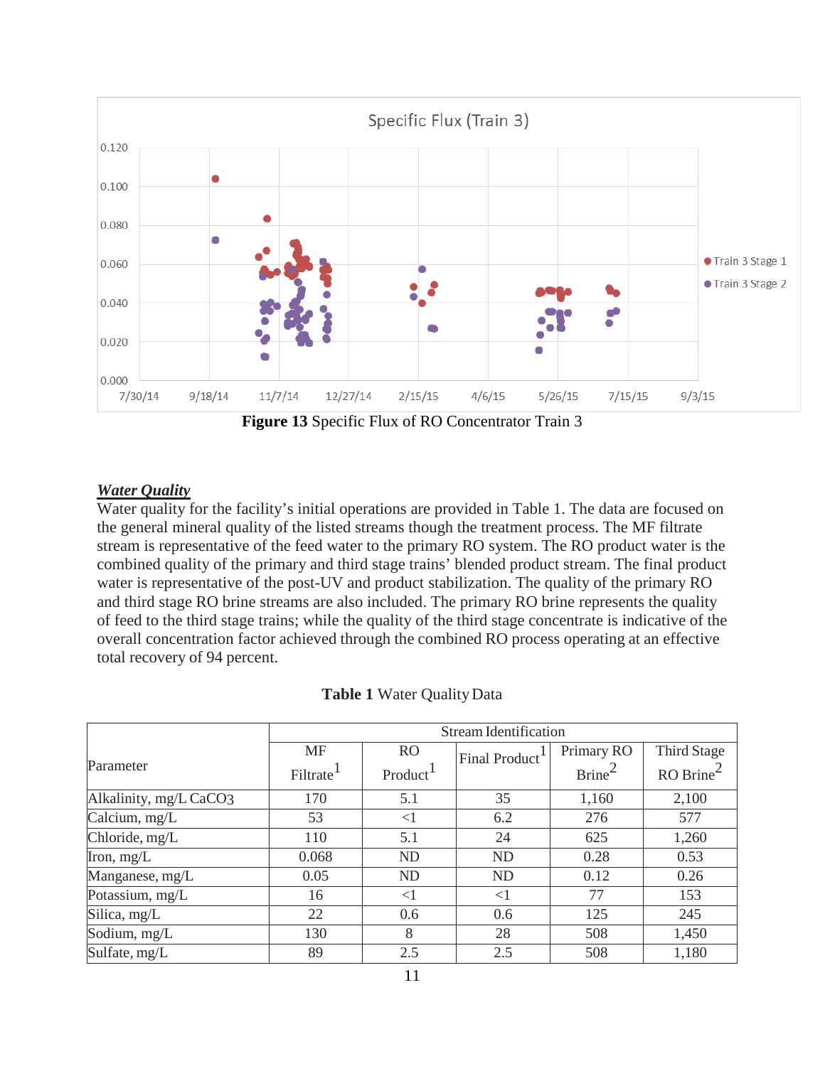Figure 13 Specific Flux of RO Concentrator Train 3

***Water Quality***

Water quality for the facility's initial operations are provided in Table 1. The data are focused on the general mineral quality of the listed streams though the treatment process. The MF filtrate stream is representative of the feed water to the primary RO system. The RO product water is the combined quality of the primary and third stage trains' blended product stream. The final product water is representative of the post-UV and product stabilization. The quality of the primary RO and third stage RO brine streams are also included. The primary RO brine represents the quality of feed to the third stage trains; while the quality of the third stage concentrate is indicative of the overall concentration factor achieved through the combined RO process operating at an effective total recovery of 94 percent.

**Table 1** Water Quality Data

| Parameter | Stream Identification | | | | |
|---|---|---|---|---|---|
| | MF Filtrate[1] | RO Product[1] | Final Product[1] | Primary RO Brine[2] | Third Stage RO Brine[2] |
| Alkalinity, mg/L $CaCO_3$ | 170 | 5.1 | 35 | 1,160 | 2,100 |
| Calcium, mg/L | 53 | <1 | 6.2 | 276 | 577 |
| Chloride, mg/L | 110 | 5.1 | 24 | 625 | 1,260 |
| Iron, mg/L | 0.068 | ND | ND | 0.28 | 0.53 |
| Manganese, mg/L | 0.05 | ND | ND | 0.12 | 0.26 |
| Potassium, mg/L | 16 | <1 | <1 | 77 | 153 |
| Silica, mg/L | 22 | 0.6 | 0.6 | 125 | 245 |
| Sodium, mg/L | 130 | 8 | 28 | 508 | 1,450 |
| Sulfate, mg/L | 89 | 2.5 | 2.5 | 508 | 1,180 |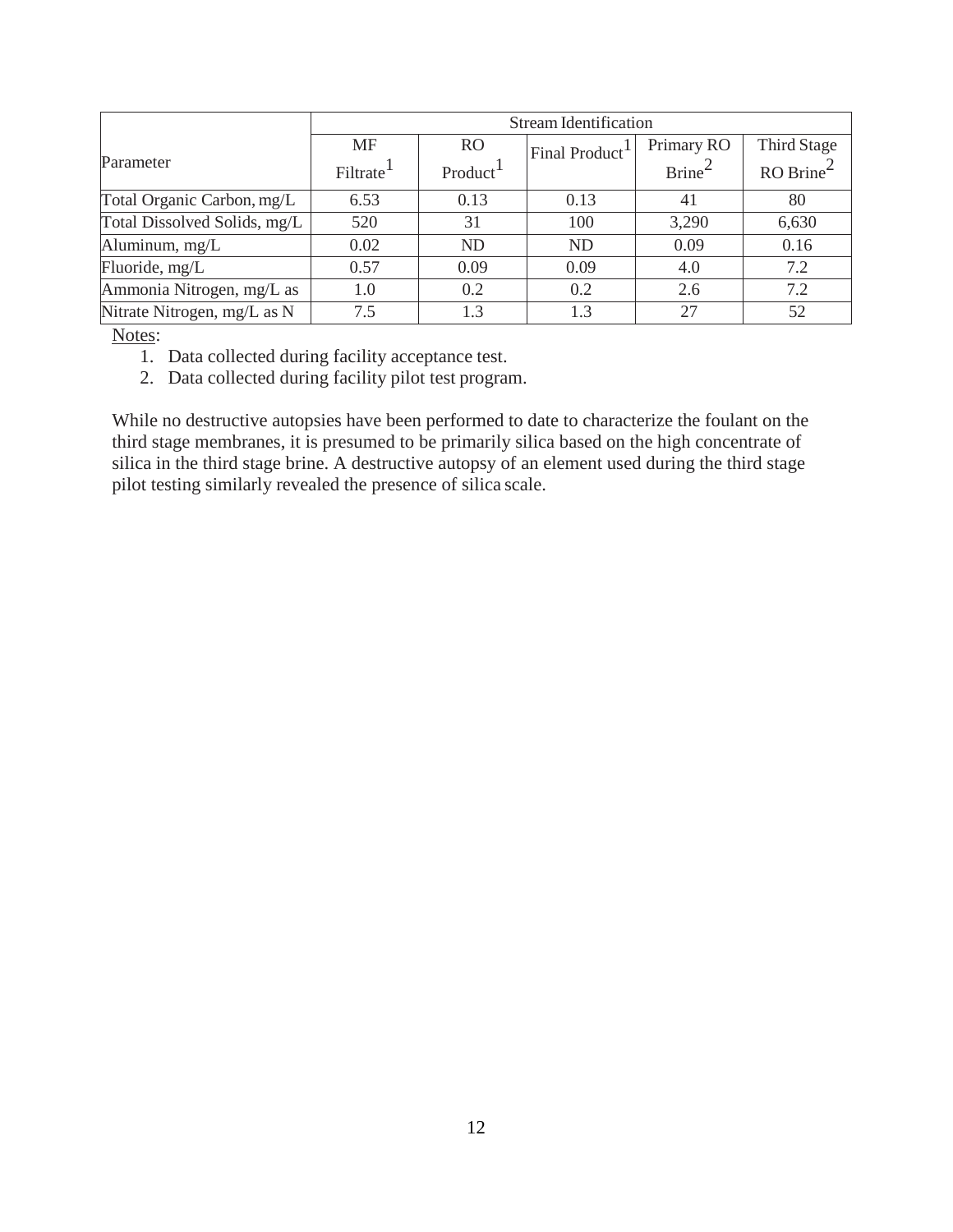| Parameter | Stream Identification | | | | |
|---|---|---|---|---|---|
| | MF Filtrate[1] | RO Product[1] | Final Product[1] | Primary RO Brine[2] | Third Stage RO Brine[2] |
| Total Organic Carbon, mg/L | 6.53 | 0.13 | 0.13 | 41 | 80 |
| Total Dissolved Solids, mg/L | 520 | 31 | 100 | 3,290 | 6,630 |
| Aluminum, mg/L | 0.02 | ND | ND | 0.09 | 0.16 |
| Fluoride, mg/L | 0.57 | 0.09 | 0.09 | 4.0 | 7.2 |
| Ammonia Nitrogen, mg/L as | 1.0 | 0.2 | 0.2 | 2.6 | 7.2 |
| Nitrate Nitrogen, mg/L as N | 7.5 | 1.3 | 1.3 | 27 | 52 |

Notes:

1. Data collected during facility acceptance test.
2. Data collected during facility pilot test program.

While no destructive autopsies have been performed to date to characterize the foulant on the third stage membranes, it is presumed to be primarily silica based on the high concentrate of silica in the third stage brine. A destructive autopsy of an element used during the third stage pilot testing similarly revealed the presence of silica scale.